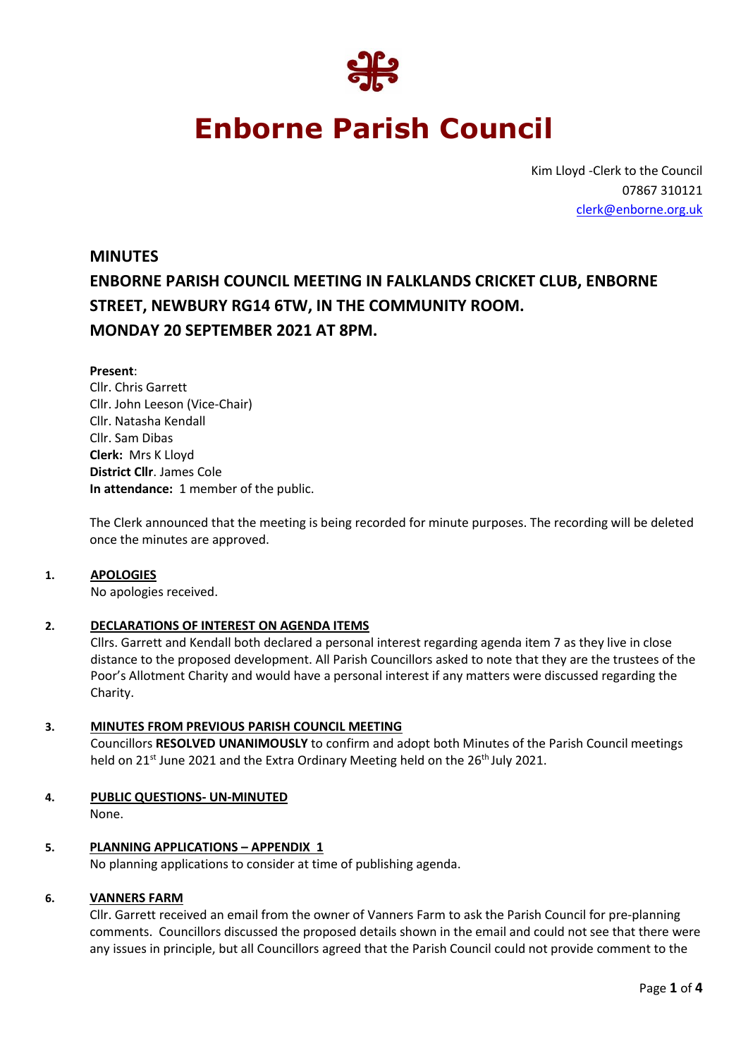# Enborne Parish Council

Kim Lloyd -Clerk to the Council
07867 310121
clerk@enborne.org.uk

## MINUTES

## ENBORNE PARISH COUNCIL MEETING IN FALKLANDS CRICKET CLUB, ENBORNE STREET, NEWBURY RG14 6TW, IN THE COMMUNITY ROOM. MONDAY 20 SEPTEMBER 2021 AT 8PM.

**Present**:
Cllr. Chris Garrett
Cllr. John Leeson (Vice-Chair)
Cllr. Natasha Kendall
Cllr. Sam Dibas
**Clerk:** Mrs K Lloyd
**District Cllr**. James Cole
**In attendance:** 1 member of the public.

The Clerk announced that the meeting is being recorded for minute purposes. The recording will be deleted once the minutes are approved.

**1. APOLOGIES**

No apologies received.

**2. DECLARATIONS OF INTEREST ON AGENDA ITEMS**

Cllrs. Garrett and Kendall both declared a personal interest regarding agenda item 7 as they live in close distance to the proposed development. All Parish Councillors asked to note that they are the trustees of the Poor's Allotment Charity and would have a personal interest if any matters were discussed regarding the Charity.

**3. MINUTES FROM PREVIOUS PARISH COUNCIL MEETING**

Councillors **RESOLVED UNANIMOUSLY** to confirm and adopt both Minutes of the Parish Council meetings held on 21st June 2021 and the Extra Ordinary Meeting held on the 26th July 2021.

**4. PUBLIC QUESTIONS- UN-MINUTED**

None.

**5. PLANNING APPLICATIONS – APPENDIX 1**

No planning applications to consider at time of publishing agenda.

**6. VANNERS FARM**

Cllr. Garrett received an email from the owner of Vanners Farm to ask the Parish Council for pre-planning comments. Councillors discussed the proposed details shown in the email and could not see that there were any issues in principle, but all Councillors agreed that the Parish Council could not provide comment to the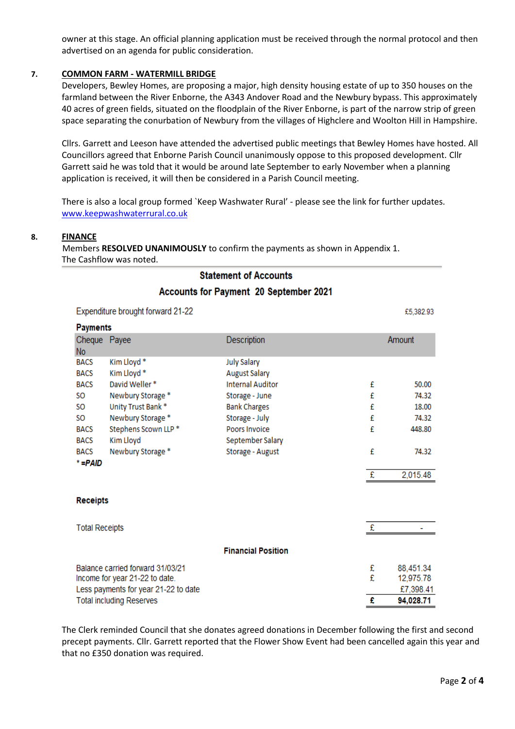owner at this stage. An official planning application must be received through the normal protocol and then advertised on an agenda for public consideration.

**7. COMMON FARM - WATERMILL BRIDGE**

Developers, Bewley Homes, are proposing a major, high density housing estate of up to 350 houses on the farmland between the River Enborne, the A343 Andover Road and the Newbury bypass. This approximately 40 acres of green fields, situated on the floodplain of the River Enborne, is part of the narrow strip of green space separating the conurbation of Newbury from the villages of Highclere and Woolton Hill in Hampshire.

Cllrs. Garrett and Leeson have attended the advertised public meetings that Bewley Homes have hosted. All Councillors agreed that Enborne Parish Council unanimously oppose to this proposed development. Cllr Garrett said he was told that it would be around late September to early November when a planning application is received, it will then be considered in a Parish Council meeting.

There is also a local group formed `Keep Washwater Rural' - please see the link for further updates. www.keepwashwaterrural.co.uk

**8. FINANCE**

Members **RESOLVED UNANIMOUSLY** to confirm the payments as shown in Appendix 1.
The Cashflow was noted.

**Statement of Accounts**

**Accounts for Payment 20 September 2021**

Expenditure brought forward 21-22 £5,382.93

**Payments**

| Cheque No | Payee | Description | | Amount |
|---|---|---|---|---|
| BACS | Kim Lloyd * | July Salary | | |
| BACS | Kim Lloyd * | August Salary | | |
| BACS | David Weller * | Internal Auditor | £ | 50.00 |
| SO | Newbury Storage * | Storage - June | £ | 74.32 |
| SO | Unity Trust Bank * | Bank Charges | £ | 18.00 |
| SO | Newbury Storage * | Storage - July | £ | 74.32 |
| BACS | Stephens Scown LLP * | Poors Invoice | £ | 448.80 |
| BACS | Kim Lloyd | September Salary | | |
| BACS | Newbury Storage * | Storage - August | £ | 74.32 |
| ***=PAID** | | | | |
| | | | £ | 2,015.48 |

**Receipts**

| | | |
|---|---|---|
| Total Receipts | £ | - |

**Financial Position**

| | | |
|---|---|---|
| Balance carried forward 31/03/21 | £ | 88,451.34 |
| Income for year 21-22 to date. | £ | 12,975.78 |
| Less payments for year 21-22 to date | | £7,398.41 |
| Total including Reserves | **£** | **94,028.71** |

The Clerk reminded Council that she donates agreed donations in December following the first and second precept payments. Cllr. Garrett reported that the Flower Show Event had been cancelled again this year and that no £350 donation was required.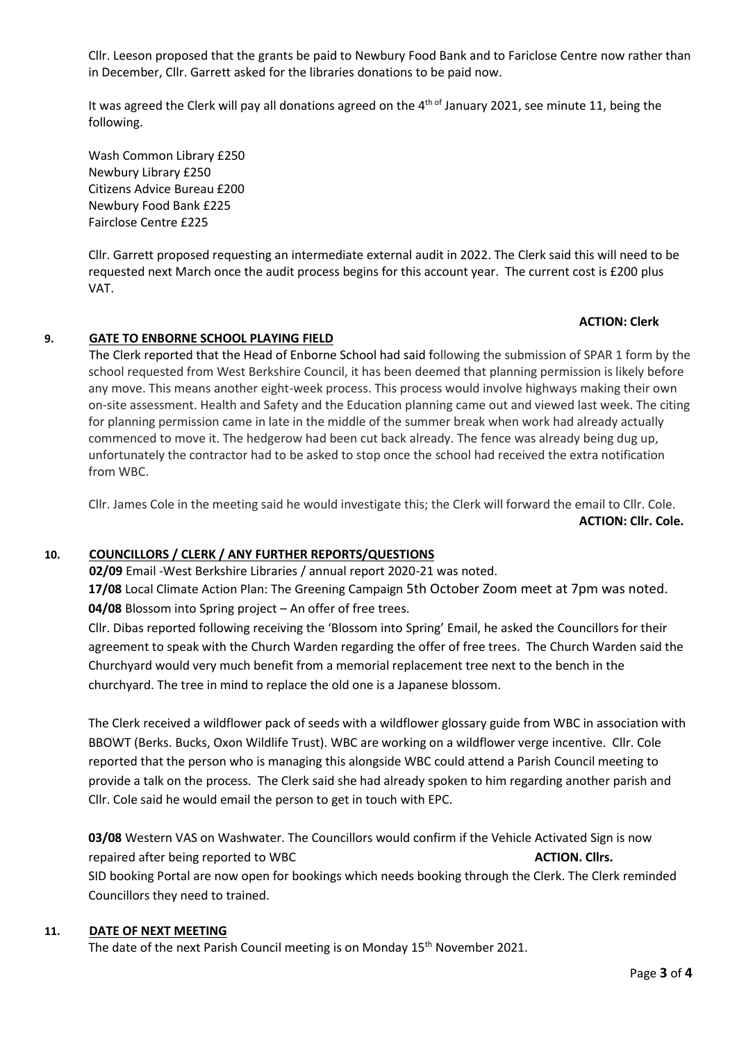Cllr. Leeson proposed that the grants be paid to Newbury Food Bank and to Fariclose Centre now rather than in December, Cllr. Garrett asked for the libraries donations to be paid now.

It was agreed the Clerk will pay all donations agreed on the 4th of January 2021, see minute 11, being the following.

Wash Common Library £250
Newbury Library £250
Citizens Advice Bureau £200
Newbury Food Bank £225
Fairclose Centre £225

Cllr. Garrett proposed requesting an intermediate external audit in 2022. The Clerk said this will need to be requested next March once the audit process begins for this account year. The current cost is £200 plus VAT.

**ACTION: Clerk**

## 9. GATE TO ENBORNE SCHOOL PLAYING FIELD

The Clerk reported that the Head of Enborne School had said following the submission of SPAR 1 form by the school requested from West Berkshire Council, it has been deemed that planning permission is likely before any move. This means another eight-week process. This process would involve highways making their own on-site assessment. Health and Safety and the Education planning came out and viewed last week. The citing for planning permission came in late in the middle of the summer break when work had already actually commenced to move it. The hedgerow had been cut back already. The fence was already being dug up, unfortunately the contractor had to be asked to stop once the school had received the extra notification from WBC.

Cllr. James Cole in the meeting said he would investigate this; the Clerk will forward the email to Cllr. Cole.

**ACTION: Cllr. Cole.**

## 10. COUNCILLORS / CLERK / ANY FURTHER REPORTS/QUESTIONS

**02/09** Email -West Berkshire Libraries / annual report 2020-21 was noted.
**17/08** Local Climate Action Plan: The Greening Campaign 5th October Zoom meet at 7pm was noted.
**04/08** Blossom into Spring project – An offer of free trees.

Cllr. Dibas reported following receiving the 'Blossom into Spring' Email, he asked the Councillors for their agreement to speak with the Church Warden regarding the offer of free trees. The Church Warden said the Churchyard would very much benefit from a memorial replacement tree next to the bench in the churchyard. The tree in mind to replace the old one is a Japanese blossom.

The Clerk received a wildflower pack of seeds with a wildflower glossary guide from WBC in association with BBOWT (Berks. Bucks, Oxon Wildlife Trust). WBC are working on a wildflower verge incentive. Cllr. Cole reported that the person who is managing this alongside WBC could attend a Parish Council meeting to provide a talk on the process. The Clerk said she had already spoken to him regarding another parish and Cllr. Cole said he would email the person to get in touch with EPC.

**03/08** Western VAS on Washwater. The Councillors would confirm if the Vehicle Activated Sign is now repaired after being reported to WBC **ACTION. Cllrs.**

SID booking Portal are now open for bookings which needs booking through the Clerk. The Clerk reminded Councillors they need to trained.

## 11. DATE OF NEXT MEETING

The date of the next Parish Council meeting is on Monday 15th November 2021.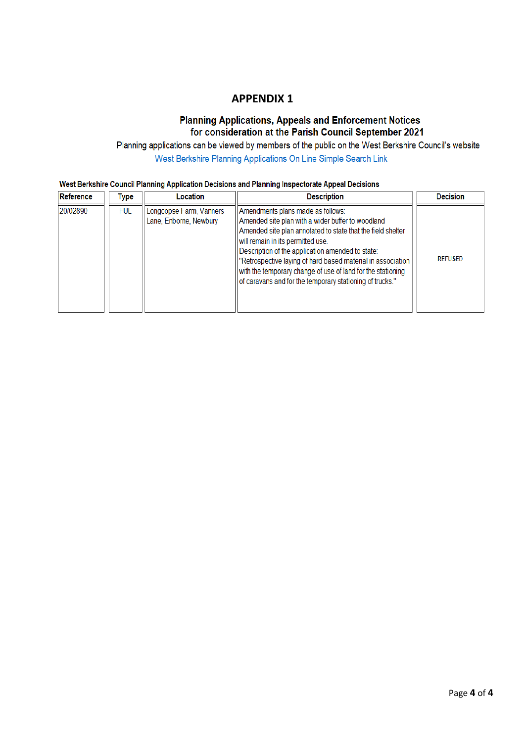# APPENDIX 1

**Planning Applications, Appeals and Enforcement Notices for consideration at the Parish Council September 2021**

Planning applications can be viewed by members of the public on the West Berkshire Council's website

West Berkshire Planning Applications On Line Simple Search Link

**West Berkshire Council Planning Application Decisions and Planning Inspectorate Appeal Decisions**

| Reference | Type | Location | Description | Decision |
|---|---|---|---|---|
| 20/02890 | FUL | Longcopse Farm, Vanners Lane, Enborne, Newbury | Amendments plans made as follows:<br>Amended site plan with a wider buffer to woodland<br>Amended site plan annotated to state that the field shelter will remain in its permitted use.<br>Description of the application amended to state:<br>"Retrospective laying of hard based material in association with the temporary change of use of land for the stationing of caravans and for the temporary stationing of trucks." | REFUSED |